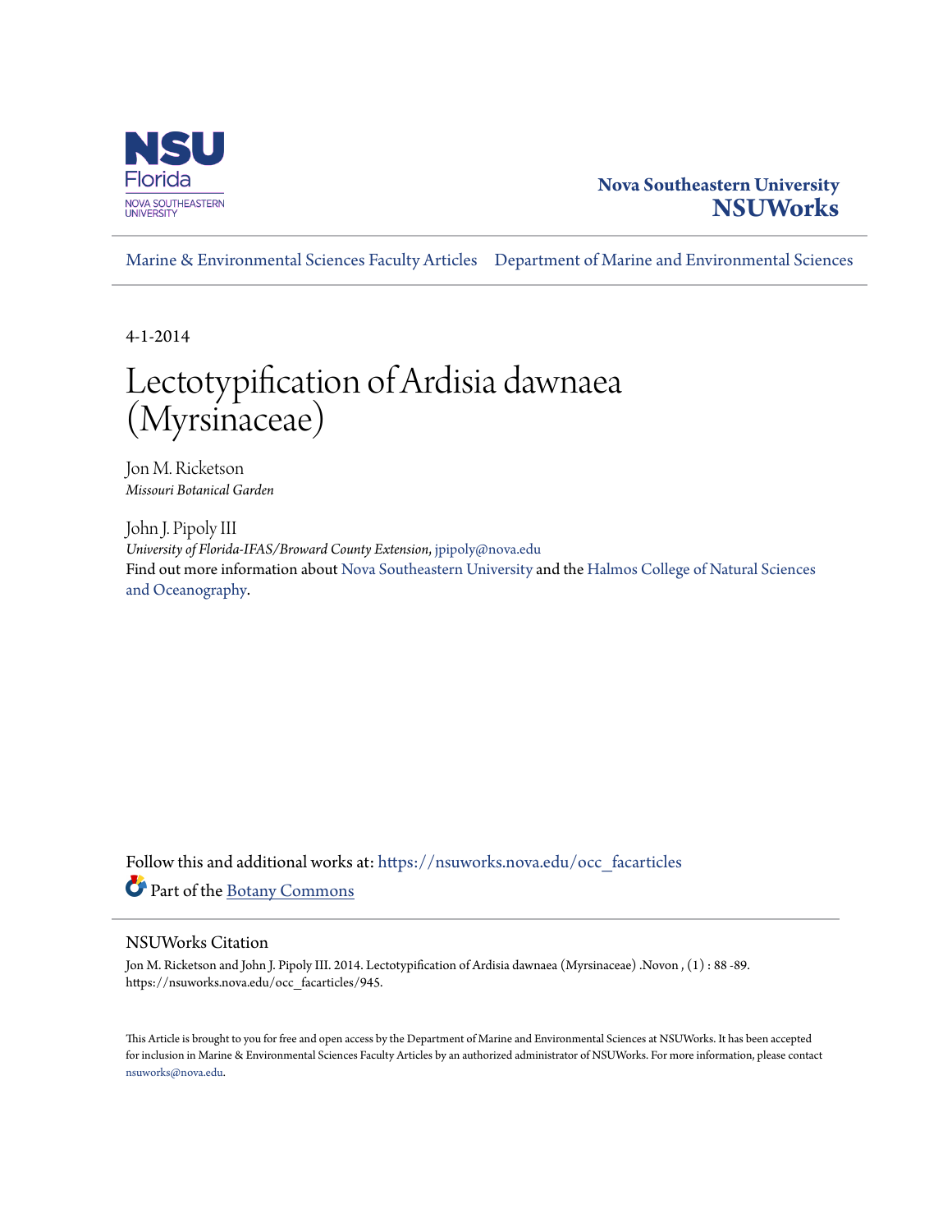Nova Southeastern University
**NSUWorks**

Marine & Environmental Sciences Faculty Articles | Department of Marine and Environmental Sciences

4-1-2014

# Lectotypification of Ardisia dawnaea (Myrsinaceae)

Jon M. Ricketson
*Missouri Botanical Garden*

John J. Pipoly III
*University of Florida-IFAS/Broward County Extension*, jpipoly@nova.edu

Find out more information about Nova Southeastern University and the Halmos College of Natural Sciences and Oceanography.

Follow this and additional works at: https://nsuworks.nova.edu/occ_facarticles

Part of the Botany Commons

## NSUWorks Citation

Jon M. Ricketson and John J. Pipoly III. 2014. Lectotypification of Ardisia dawnaea (Myrsinaceae) .Novon , (1) : 88 -89. https://nsuworks.nova.edu/occ_facarticles/945.

This Article is brought to you for free and open access by the Department of Marine and Environmental Sciences at NSUWorks. It has been accepted for inclusion in Marine & Environmental Sciences Faculty Articles by an authorized administrator of NSUWorks. For more information, please contact nsuworks@nova.edu.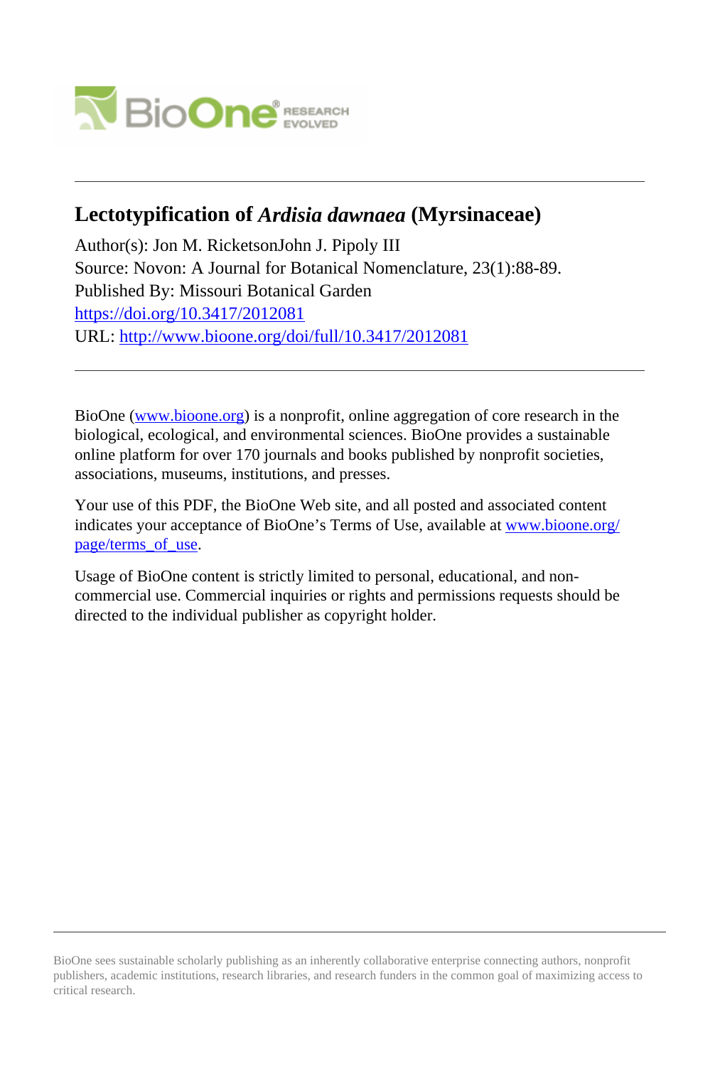# Lectotypification of *Ardisia dawnaea* (Myrsinaceae)

Author(s): Jon M. RicketsonJohn J. Pipoly III

Source: Novon: A Journal for Botanical Nomenclature, 23(1):88-89.

Published By: Missouri Botanical Garden

https://doi.org/10.3417/2012081

URL: http://www.bioone.org/doi/full/10.3417/2012081

BioOne (www.bioone.org) is a nonprofit, online aggregation of core research in the biological, ecological, and environmental sciences. BioOne provides a sustainable online platform for over 170 journals and books published by nonprofit societies, associations, museums, institutions, and presses.

Your use of this PDF, the BioOne Web site, and all posted and associated content indicates your acceptance of BioOne's Terms of Use, available at www.bioone.org/page/terms_of_use.

Usage of BioOne content is strictly limited to personal, educational, and non-commercial use. Commercial inquiries or rights and permissions requests should be directed to the individual publisher as copyright holder.

BioOne sees sustainable scholarly publishing as an inherently collaborative enterprise connecting authors, nonprofit publishers, academic institutions, research libraries, and research funders in the common goal of maximizing access to critical research.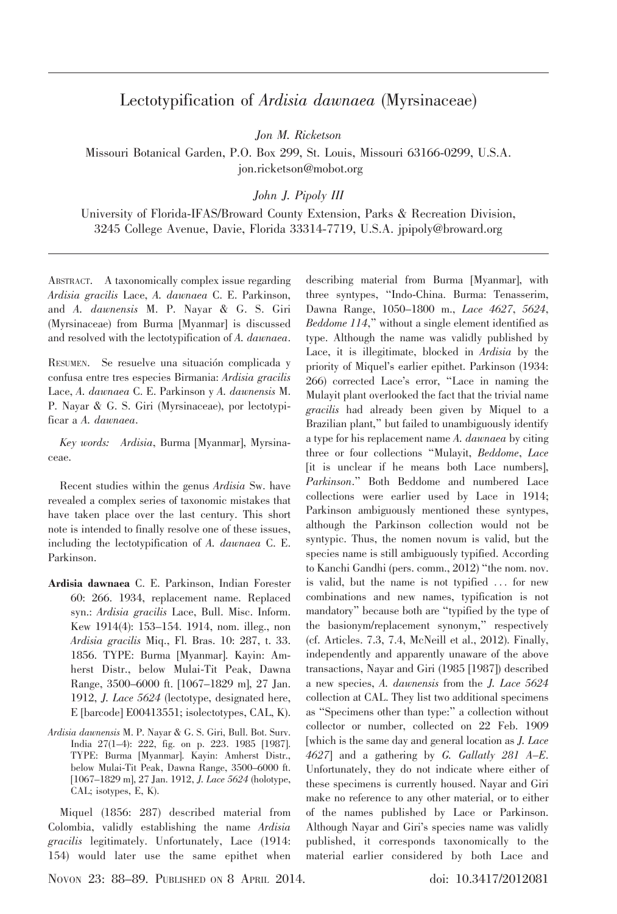# Lectotypification of *Ardisia dawnaea* (Myrsinaceae)

*Jon M. Ricketson*

Missouri Botanical Garden, P.O. Box 299, St. Louis, Missouri 63166-0299, U.S.A. jon.ricketson@mobot.org

*John J. Pipoly III*

University of Florida-IFAS/Broward County Extension, Parks & Recreation Division, 3245 College Avenue, Davie, Florida 33314-7719, U.S.A. jpipoly@broward.org

Abstract. A taxonomically complex issue regarding *Ardisia gracilis* Lace, *A. dawnaea* C. E. Parkinson, and *A. dawnensis* M. P. Nayar & G. S. Giri (Myrsinaceae) from Burma [Myanmar] is discussed and resolved with the lectotypification of *A. dawnaea*.

Resumen. Se resuelve una situación complicada y confusa entre tres especies Birmania: *Ardisia gracilis* Lace, *A. dawnaea* C. E. Parkinson y *A. dawnensis* M. P. Nayar & G. S. Giri (Myrsinaceae), por lectotypificar a *A. dawnaea*.

*Key words:* *Ardisia*, Burma [Myanmar], Myrsinaceae.

Recent studies within the genus *Ardisia* Sw. have revealed a complex series of taxonomic mistakes that have taken place over the last century. This short note is intended to finally resolve one of these issues, including the lectotypification of *A. dawnaea* C. E. Parkinson.

**Ardisia dawnaea** C. E. Parkinson, Indian Forester 60: 266. 1934, replacement name. Replaced syn.: *Ardisia gracilis* Lace, Bull. Misc. Inform. Kew 1914(4): 153–154. 1914, nom. illeg., non *Ardisia gracilis* Miq., Fl. Bras. 10: 287, t. 33. 1856. TYPE: Burma [Myanmar]. Kayin: Amherst Distr., below Mulai-Tit Peak, Dawna Range, 3500–6000 ft. [1067–1829 m], 27 Jan. 1912, *J. Lace 5624* (lectotype, designated here, E [barcode] E00413551; isolectotypes, CAL, K).

*Ardisia dawnensis* M. P. Nayar & G. S. Giri, Bull. Bot. Surv. India 27(1–4): 222, fig. on p. 223. 1985 [1987]. TYPE: Burma [Myanmar]. Kayin: Amherst Distr., below Mulai-Tit Peak, Dawna Range, 3500–6000 ft. [1067–1829 m], 27 Jan. 1912, *J. Lace 5624* (holotype, CAL; isotypes, E, K).

Miquel (1856: 287) described material from Colombia, validly establishing the name *Ardisia gracilis* legitimately. Unfortunately, Lace (1914: 154) would later use the same epithet when describing material from Burma [Myanmar], with three syntypes, "Indo-China. Burma: Tenasserim, Dawna Range, 1050–1800 m., *Lace 4627*, *5624*, *Beddome 114*," without a single element identified as type. Although the name was validly published by Lace, it is illegitimate, blocked in *Ardisia* by the priority of Miquel's earlier epithet. Parkinson (1934: 266) corrected Lace's error, "Lace in naming the Mulayit plant overlooked the fact that the trivial name *gracilis* had already been given by Miquel to a Brazilian plant," but failed to unambiguously identify a type for his replacement name *A. dawnaea* by citing three or four collections "Mulayit, *Beddome*, *Lace* [it is unclear if he means both Lace numbers], *Parkinson*." Both Beddome and numbered Lace collections were earlier used by Lace in 1914; Parkinson ambiguously mentioned these syntypes, although the Parkinson collection would not be syntypic. Thus, the nomen novum is valid, but the species name is still ambiguously typified. According to Kanchi Gandhi (pers. comm., 2012) "the nom. nov. is valid, but the name is not typified ... for new combinations and new names, typification is not mandatory" because both are "typified by the type of the basionym/replacement synonym," respectively (cf. Articles. 7.3, 7.4, McNeill et al., 2012). Finally, independently and apparently unaware of the above transactions, Nayar and Giri (1985 [1987]) described a new species, *A. dawnensis* from the *J. Lace 5624* collection at CAL. They list two additional specimens as "Specimens other than type:" a collection without collector or number, collected on 22 Feb. 1909 [which is the same day and general location as *J. Lace 4627*] and a gathering by *G. Gallatly 281 A–E*. Unfortunately, they do not indicate where either of these specimens is currently housed. Nayar and Giri make no reference to any other material, or to either of the names published by Lace or Parkinson. Although Nayar and Giri's species name was validly published, it corresponds taxonomically to the material earlier considered by both Lace and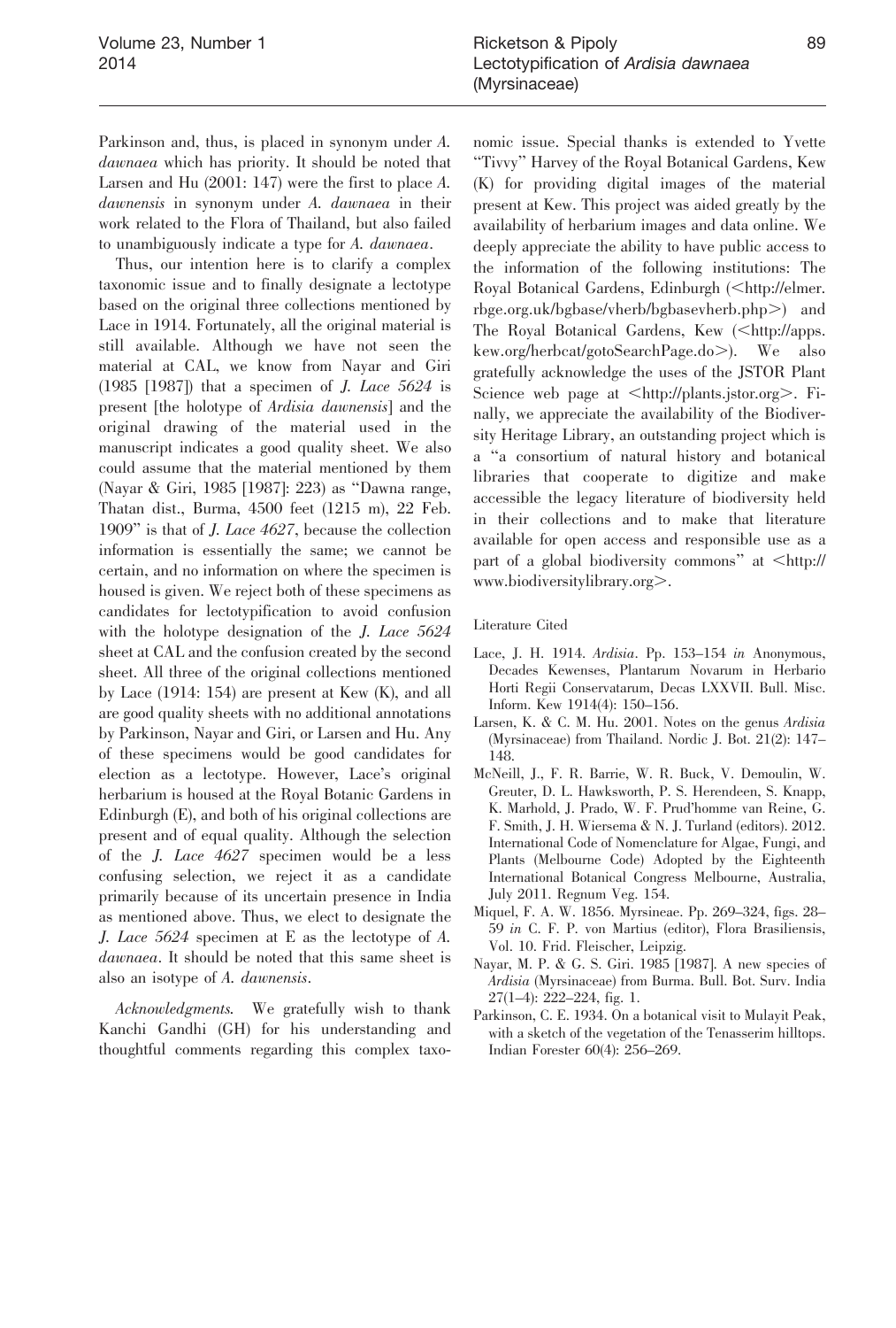Parkinson and, thus, is placed in synonym under *A. dawnaea* which has priority. It should be noted that Larsen and Hu (2001: 147) were the first to place *A. dawnensis* in synonym under *A. dawnaea* in their work related to the Flora of Thailand, but also failed to unambiguously indicate a type for *A. dawnaea*.

Thus, our intention here is to clarify a complex taxonomic issue and to finally designate a lectotype based on the original three collections mentioned by Lace in 1914. Fortunately, all the original material is still available. Although we have not seen the material at CAL, we know from Nayar and Giri (1985 [1987]) that a specimen of *J. Lace 5624* is present [the holotype of *Ardisia dawnensis*] and the original drawing of the material used in the manuscript indicates a good quality sheet. We also could assume that the material mentioned by them (Nayar & Giri, 1985 [1987]: 223) as "Dawna range, Thatan dist., Burma, 4500 feet (1215 m), 22 Feb. 1909" is that of *J. Lace 4627*, because the collection information is essentially the same; we cannot be certain, and no information on where the specimen is housed is given. We reject both of these specimens as candidates for lectotypification to avoid confusion with the holotype designation of the *J. Lace 5624* sheet at CAL and the confusion created by the second sheet. All three of the original collections mentioned by Lace (1914: 154) are present at Kew (K), and all are good quality sheets with no additional annotations by Parkinson, Nayar and Giri, or Larsen and Hu. Any of these specimens would be good candidates for election as a lectotype. However, Lace's original herbarium is housed at the Royal Botanic Gardens in Edinburgh (E), and both of his original collections are present and of equal quality. Although the selection of the *J. Lace 4627* specimen would be a less confusing selection, we reject it as a candidate primarily because of its uncertain presence in India as mentioned above. Thus, we elect to designate the *J. Lace 5624* specimen at E as the lectotype of *A. dawnaea*. It should be noted that this same sheet is also an isotype of *A. dawnensis*.

*Acknowledgments.* We gratefully wish to thank Kanchi Gandhi (GH) for his understanding and thoughtful comments regarding this complex taxonomic issue. Special thanks is extended to Yvette "Tivvy" Harvey of the Royal Botanical Gardens, Kew (K) for providing digital images of the material present at Kew. This project was aided greatly by the availability of herbarium images and data online. We deeply appreciate the ability to have public access to the information of the following institutions: The Royal Botanical Gardens, Edinburgh (<http://elmer.rbge.org.uk/bgbase/vherb/bgbasevherb.php>) and The Royal Botanical Gardens, Kew (<http://apps.kew.org/herbcat/gotoSearchPage.do>). We also gratefully acknowledge the uses of the JSTOR Plant Science web page at <http://plants.jstor.org>. Finally, we appreciate the availability of the Biodiversity Heritage Library, an outstanding project which is a "a consortium of natural history and botanical libraries that cooperate to digitize and make accessible the legacy literature of biodiversity held in their collections and to make that literature available for open access and responsible use as a part of a global biodiversity commons" at <http://www.biodiversitylibrary.org>.

Literature Cited

Lace, J. H. 1914. *Ardisia*. Pp. 153–154 *in* Anonymous, Decades Kewenses, Plantarum Novarum in Herbario Horti Regii Conservatarum, Decas LXXVII. Bull. Misc. Inform. Kew 1914(4): 150–156.

Larsen, K. & C. M. Hu. 2001. Notes on the genus *Ardisia* (Myrsinaceae) from Thailand. Nordic J. Bot. 21(2): 147–148.

McNeill, J., F. R. Barrie, W. R. Buck, V. Demoulin, W. Greuter, D. L. Hawksworth, P. S. Herendeen, S. Knapp, K. Marhold, J. Prado, W. F. Prud'homme van Reine, G. F. Smith, J. H. Wiersema & N. J. Turland (editors). 2012. International Code of Nomenclature for Algae, Fungi, and Plants (Melbourne Code) Adopted by the Eighteenth International Botanical Congress Melbourne, Australia, July 2011. Regnum Veg. 154.

Miquel, F. A. W. 1856. Myrsineae. Pp. 269–324, figs. 28–59 *in* C. F. P. von Martius (editor), Flora Brasiliensis, Vol. 10. Frid. Fleischer, Leipzig.

Nayar, M. P. & G. S. Giri. 1985 [1987]. A new species of *Ardisia* (Myrsinaceae) from Burma. Bull. Bot. Surv. India 27(1–4): 222–224, fig. 1.

Parkinson, C. E. 1934. On a botanical visit to Mulayit Peak, with a sketch of the vegetation of the Tenasserim hilltops. Indian Forester 60(4): 256–269.